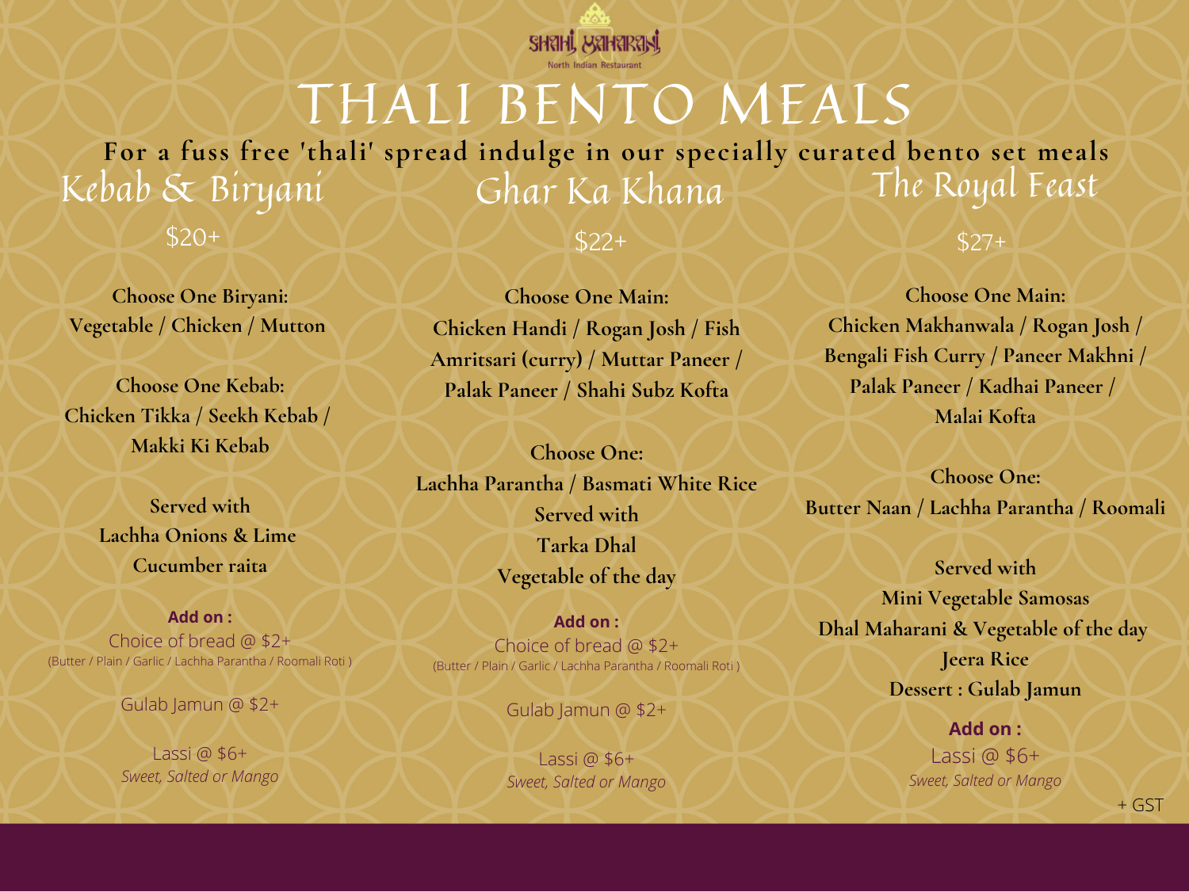Shahi Maharani
North Indian Restaurant

# THALI BENTO MEALS

**For a fuss free 'thali' spread indulge in our specially curated bento set meals**

## Kebab & Biryani

$20+

**Choose One Biryani:**
**Vegetable / Chicken / Mutton**

**Choose One Kebab:**
**Chicken Tikka / Seekh Kebab / Makki Ki Kebab**

**Served with**
**Lachha Onions & Lime**
**Cucumber raita**

**Add on :**
Choice of bread @ $2+
(Butter / Plain / Garlic / Lachha Parantha / Roomali Roti )

Gulab Jamun @ $2+

Lassi @ $6+
*Sweet, Salted or Mango*

## Ghar Ka Khana

$22+

**Choose One Main:**
**Chicken Handi / Rogan Josh / Fish Amritsari (curry) / Muttar Paneer / Palak Paneer / Shahi Subz Kofta**

**Choose One:**
**Lachha Parantha / Basmati White Rice**
**Served with**
**Tarka Dhal**
**Vegetable of the day**

**Add on :**
Choice of bread @ $2+
(Butter / Plain / Garlic / Lachha Parantha / Roomali Roti )

Gulab Jamun @ $2+

Lassi @ $6+
*Sweet, Salted or Mango*

## The Royal Feast

$27+

**Choose One Main:**
**Chicken Makhanwala / Rogan Josh / Bengali Fish Curry / Paneer Makhni / Palak Paneer / Kadhai Paneer / Malai Kofta**

**Choose One:**
**Butter Naan / Lachha Parantha / Roomali**

**Served with**
**Mini Vegetable Samosas**
**Dhal Maharani & Vegetable of the day**
**Jeera Rice**
**Dessert : Gulab Jamun**

**Add on :**
Lassi @ $6+
*Sweet, Salted or Mango*

+ GST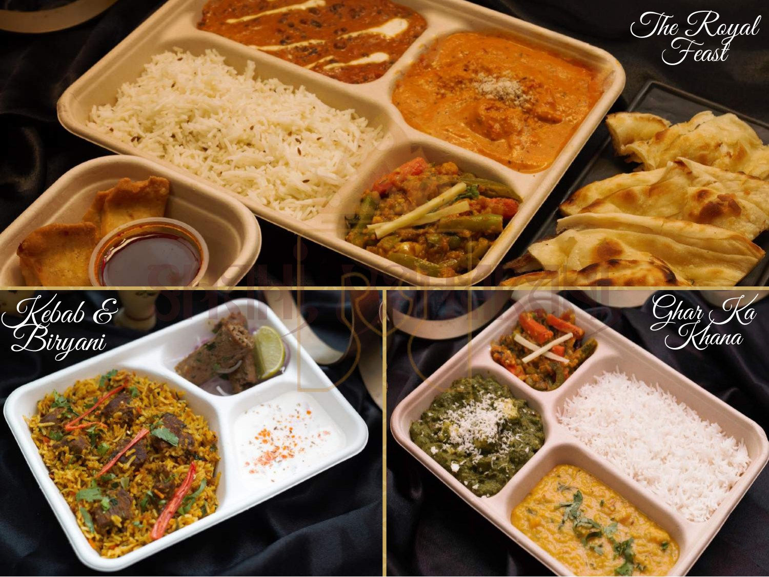The Royal Feast

Kebab & Biryani

Ghar Ka Khana